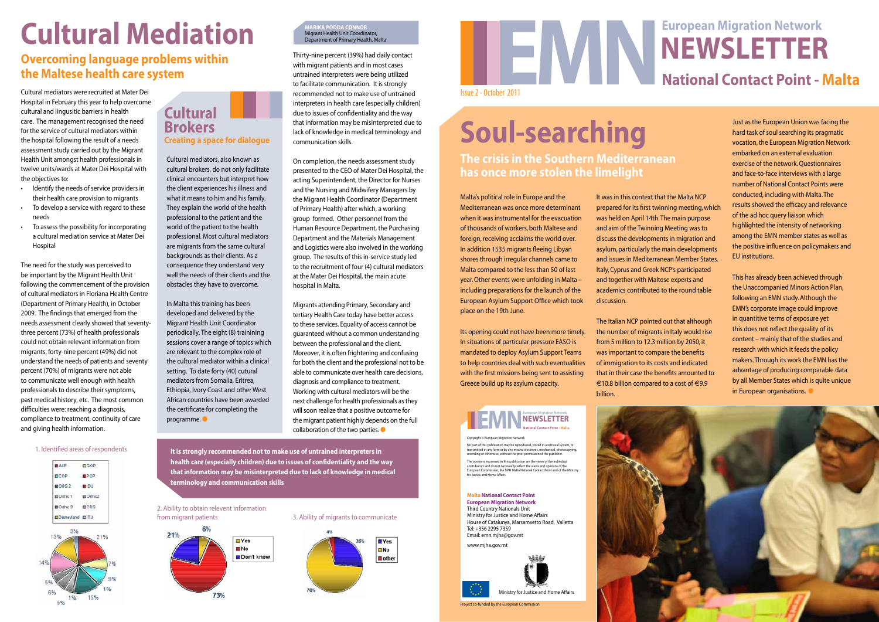# Cultural Mediation

## Overcoming language problems within the Maltese health care system

Cultural mediators were recruited at Mater Dei Hospital in February this year to help overcome cultural and lingusitic barriers in health care. The management recognised the need for the service of cultural mediators within the hospital following the result of a needs assessment study carried out by the Migrant Health Unit amongst health professionals in twelve units/wards at Mater Dei Hospital with the objectives to:

- Identify the needs of service providers in their health care provision to migrants
- To develop a service with regard to these needs
- To assess the possibility for incorporating a cultural mediation service at Mater Dei Hospital

The need for the study was perceived to be important by the Migrant Health Unit following the commencement of the provision of cultural mediators in Floriana Health Centre (Department of Primary Health), in October 2009. The findings that emerged from the needs assessment clearly showed that seventy-three percent (73%) of health professionals could not obtain relevant information from migrants, forty-nine percent (49%) did not understand the needs of patients and seventy percent (70%) of migrants were not able to communicate well enough with health professionals to describe their symptoms, past medical history, etc. The most common difficulties were: reaching a diagnosis, compliance to treatment, continuity of care and giving health information.

1. Identified areas of respondents

## Cultural Brokers

### Creating a space for dialogue

Cultural mediators, also known as cultural brokers, do not only facilitate clinical encounters but interpret how the client experiences his illness and what it means to him and his family. They explain the world of the health professional to the patient and the world of the patient to the health professional. Most cultural mediators are migrants from the same cultural backgrounds as their clients. As a consequence they understand very well the needs of their clients and the obstacles they have to overcome.

In Malta this training has been developed and delivered by the Migrant Health Unit Coordinator periodically. The eight (8) trainining sessions cover a range of topics which are relevant to the complex role of the cultural mediator within a clinical setting. To date forty (40) cultural mediators from Somalia, Eritrea, Ethiopia, Ivory Coast and other West African countries have been awarded the certificate for completing the programme.

**MARIKA PODDA CONNOR**
Migrant Health Unit Coordinator,
Department of Primary Health, Malta

Thirty-nine percent (39%) had daily contact with migrant patients and in most cases untrained interpreters were being utilized to facilitate communication. It is strongly recommended not to make use of untrained interpreters in health care (especially children) due to issues of confidentiality and the way that information may be misinterpreted due to lack of knowledge in medical terminology and communication skills.

On completion, the needs assessment study presented to the CEO of Mater Dei Hospital, the acting Superintendent, the Director for Nurses and the Nursing and Midwifery Managers by the Migrant Health Coordinator (Department of Primary Health) after which, a working group formed. Other personnel from the Human Resource Department, the Purchasing Department and the Materials Management and Logistics were also involved in the working group. The results of this in-service study led to the recruitment of four (4) cultural mediators at the Mater Dei Hospital, the main acute hospital in Malta.

Migrants attending Primary, Secondary and tertiary Health Care today have better access to these services. Equality of access cannot be guaranteed without a common understanding between the professional and the client. Moreover, it is often frightening and confusing for both the client and the professional not to be able to communicate over health care decisions, diagnosis and compliance to treatment. Working with cultural mediators will be the next challenge for health professionals as they will soon realize that a positive outcome for the migrant patient highly depends on the full collaboration of the two parties.

**It is strongly recommended not to make use of untrained interpreters in health care (especially children) due to issues of confidentiality and the way that information may be misinterpreted due to lack of knowledge in medical terminology and communication skills**

2. Ability to obtain relevent information from migrant patients

3. Ability of migrants to communicate

# European Migration Network NEWSLETTER

## National Contact Point - Malta

Issue 2 - October 2011

# Soul-searching

## The crisis in the Southern Mediterranean has once more stolen the limelight

Malta's political role in Europe and the Mediterranean was once more determinant when it was instrumental for the evacuation of thousands of workers, both Maltese and foreign, receiving acclaims the world over. In addition 1535 migrants fleeing Libyan shores through irregular channels came to Malta compared to the less than 50 of last year. Other events were unfolding in Malta – including preparations for the launch of the European Asylum Support Office which took place on the 19th June.

Its opening could not have been more timely. In situations of particular pressure EASO is mandated to deploy Asylum Support Teams to help countries deal with such eventualities with the first missions being sent to assisting Greece build up its asylum capacity.

It was in this context that the Malta NCP prepared for its first twinning meeting, which was held on April 14th. The main purpose and aim of the Twinning Meeting was to discuss the developments in migration and asylum, particularly the main developments and issues in Mediterranean Member States. Italy, Cyprus and Greek NCP's participated and together with Maltese experts and academics contributed to the round table discussion.

The Italian NCP pointed out that although the number of migrants in Italy would rise from 5 million to 12.3 million by 2050, it was important to compare the benefits of immigration to its costs and indicated that in their case the benefits amounted to €10.8 billion compared to a cost of €9.9 billion.

Just as the European Union was facing the hard task of soul searching its pragmatic vocation, the European Migration Network embarked on an external evaluation exercise of the network. Questionnaires and face-to-face interviews with a large number of National Contact Points were conducted, including with Malta. The results showed the efficacy and relevance of the ad hoc query liaison which highlighted the intensity of networking among the EMN member states as well as the positive influence on policymakers and EU institutions.

This has already been achieved through the Unaccompanied Minors Action Plan, following an EMN study. Although the EMN's corporate image could improve in quantitive terms of exposure yet this does not reflect the quality of its content – mainly that of the studies and research with which it feeds the policy makers. Through its work the EMN has the advantage of producing comparable data by all Member States which is quite unique in European organisations.

EMN NEWSLETTER — European Migration Network — National Contact Point - Malta

Copyright © European Migration Network

No part of this publication may be reproduced, stored in a retrieval system, or transmitted in any form or by any means, electronic, mechanical, photocopying, recording or otherwise, without the prior permission of the publisher.

The opinions expressed in this publication are the views of the individual contributors and do not necessarily reflect the views and opinions of the European Commission, the EMN Malta National Contact Point and of the Ministry for Justice and Home Affairs.

**Malta National Contact Point**
**European Migration Network**
Third Country Nationals Unit
Ministry for Justice and Home Affairs
House of Catalunya, Marsamxetto Road, Valletta
Tel: +356 2295 7359
Email: emn.mjha@gov.mt

www.mjha.gov.mt

Ministry for Justice and Home Affairs

Project co-funded by the European Commission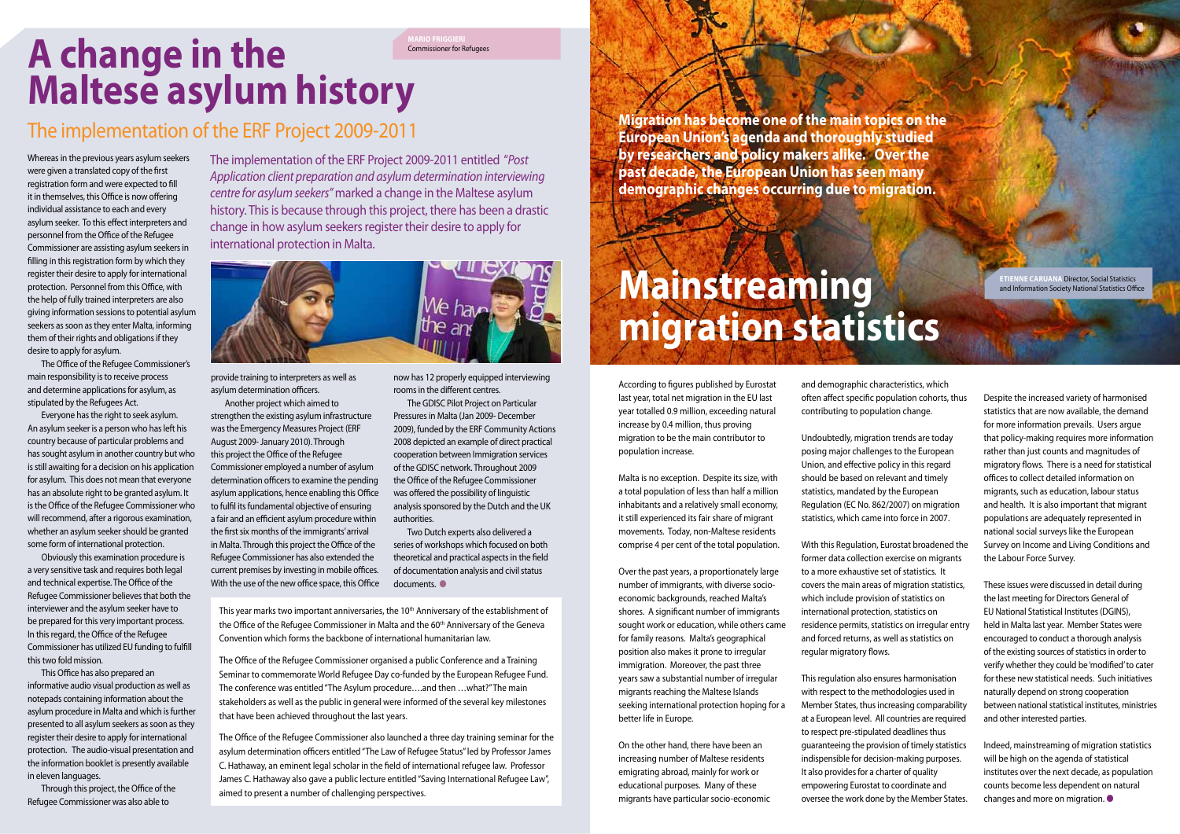# A change in the Maltese asylum history

**MARIO FRIGGIERI**
Commissioner for Refugees

## The implementation of the ERF Project 2009-2011

The implementation of the ERF Project 2009-2011 entitled *"Post Application client preparation and asylum determination interviewing centre for asylum seekers"* marked a change in the Maltese asylum history. This is because through this project, there has been a drastic change in how asylum seekers register their desire to apply for international protection in Malta.

Whereas in the previous years asylum seekers were given a translated copy of the first registration form and were expected to fill it in themselves, this Office is now offering individual assistance to each and every asylum seeker. To this effect interpreters and personnel from the Office of the Refugee Commissioner are assisting asylum seekers in filling in this registration form by which they register their desire to apply for international protection. Personnel from this Office, with the help of fully trained interpreters are also giving information sessions to potential asylum seekers as soon as they enter Malta, informing them of their rights and obligations if they desire to apply for asylum.

The Office of the Refugee Commissioner's main responsibility is to receive process and determine applications for asylum, as stipulated by the Refugees Act.

Everyone has the right to seek asylum. An asylum seeker is a person who has left his country because of particular problems and has sought asylum in another country but who is still awaiting for a decision on his application for asylum. This does not mean that everyone has an absolute right to be granted asylum. It is the Office of the Refugee Commissioner who will recommend, after a rigorous examination, whether an asylum seeker should be granted some form of international protection.

Obviously this examination procedure is a very sensitive task and requires both legal and technical expertise. The Office of the Refugee Commissioner believes that both the interviewer and the asylum seeker have to be prepared for this very important process. In this regard, the Office of the Refugee Commissioner has utilized EU funding to fulfill this two fold mission.

This Office has also prepared an informative audio visual production as well as notepads containing information about the asylum procedure in Malta and which is further presented to all asylum seekers as soon as they register their desire to apply for international protection. The audio-visual presentation and the information booklet is presently available in eleven languages.

Through this project, the Office of the Refugee Commissioner was also able to provide training to interpreters as well as asylum determination officers.

Another project which aimed to strengthen the existing asylum infrastructure was the Emergency Measures Project (ERF August 2009- January 2010). Through this project the Office of the Refugee Commissioner employed a number of asylum determination officers to examine the pending asylum applications, hence enabling this Office to fulfil its fundamental objective of ensuring a fair and an efficient asylum procedure within the first six months of the immigrants' arrival in Malta. Through this project the Office of the Refugee Commissioner has also extended the current premises by investing in mobile offices. With the use of the new office space, this Office now has 12 properly equipped interviewing rooms in the different centres.

The GDISC Pilot Project on Particular Pressures in Malta (Jan 2009- December 2009), funded by the ERF Community Actions 2008 depicted an example of direct practical cooperation between Immigration services of the GDISC network. Throughout 2009 the Office of the Refugee Commissioner was offered the possibility of linguistic analysis sponsored by the Dutch and the UK authorities.

Two Dutch experts also delivered a series of workshops which focused on both theoretical and practical aspects in the field of documentation analysis and civil status documents.

This year marks two important anniversaries, the 10th Anniversary of the establishment of the Office of the Refugee Commissioner in Malta and the 60th Anniversary of the Geneva Convention which forms the backbone of international humanitarian law.

The Office of the Refugee Commissioner organised a public Conference and a Training Seminar to commemorate World Refugee Day co-funded by the European Refugee Fund. The conference was entitled "The Asylum procedure….and then …what?" The main stakeholders as well as the public in general were informed of the several key milestones that have been achieved throughout the last years.

The Office of the Refugee Commissioner also launched a three day training seminar for the asylum determination officers entitled "The Law of Refugee Status" led by Professor James C. Hathaway, an eminent legal scholar in the field of international refugee law. Professor James C. Hathaway also gave a public lecture entitled "Saving International Refugee Law", aimed to present a number of challenging perspectives.

# Mainstreaming migration statistics

**ETIENNE CARUANA** Director, Social Statistics and Information Society National Statistics Office

**Migration has become one of the main topics on the European Union's agenda and thoroughly studied by researchers and policy makers alike. Over the past decade, the European Union has seen many demographic changes occurring due to migration.**

According to figures published by Eurostat last year, total net migration in the EU last year totalled 0.9 million, exceeding natural increase by 0.4 million, thus proving migration to be the main contributor to population increase.

Malta is no exception. Despite its size, with a total population of less than half a million inhabitants and a relatively small economy, it still experienced its fair share of migrant movements. Today, non-Maltese residents comprise 4 per cent of the total population.

Over the past years, a proportionately large number of immigrants, with diverse socio-economic backgrounds, reached Malta's shores. A significant number of immigrants sought work or education, while others came for family reasons. Malta's geographical position also makes it prone to irregular immigration. Moreover, the past three years saw a substantial number of irregular migrants reaching the Maltese Islands seeking international protection hoping for a better life in Europe.

On the other hand, there have been an increasing number of Maltese residents emigrating abroad, mainly for work or educational purposes. Many of these migrants have particular socio-economic and demographic characteristics, which often affect specific population cohorts, thus contributing to population change.

Undoubtedly, migration trends are today posing major challenges to the European Union, and effective policy in this regard should be based on relevant and timely statistics, mandated by the European Regulation (EC No. 862/2007) on migration statistics, which came into force in 2007.

With this Regulation, Eurostat broadened the former data collection exercise on migrants to a more exhaustive set of statistics. It covers the main areas of migration statistics, which include provision of statistics on international protection, statistics on residence permits, statistics on irregular entry and forced returns, as well as statistics on regular migratory flows.

This regulation also ensures harmonisation with respect to the methodologies used in Member States, thus increasing comparability at a European level. All countries are required to respect pre-stipulated deadlines thus guaranteeing the provision of timely statistics indispensible for decision-making purposes. It also provides for a charter of quality empowering Eurostat to coordinate and oversee the work done by the Member States.

Despite the increased variety of harmonised statistics that are now available, the demand for more information prevails. Users argue that policy-making requires more information rather than just counts and magnitudes of migratory flows. There is a need for statistical offices to collect detailed information on migrants, such as education, labour status and health. It is also important that migrant populations are adequately represented in national social surveys like the European Survey on Income and Living Conditions and the Labour Force Survey.

These issues were discussed in detail during the last meeting for Directors General of EU National Statistical Institutes (DGINS), held in Malta last year. Member States were encouraged to conduct a thorough analysis of the existing sources of statistics in order to verify whether they could be 'modified' to cater for these new statistical needs. Such initiatives naturally depend on strong cooperation between national statistical institutes, ministries and other interested parties.

Indeed, mainstreaming of migration statistics will be high on the agenda of statistical institutes over the next decade, as population counts become less dependent on natural changes and more on migration.